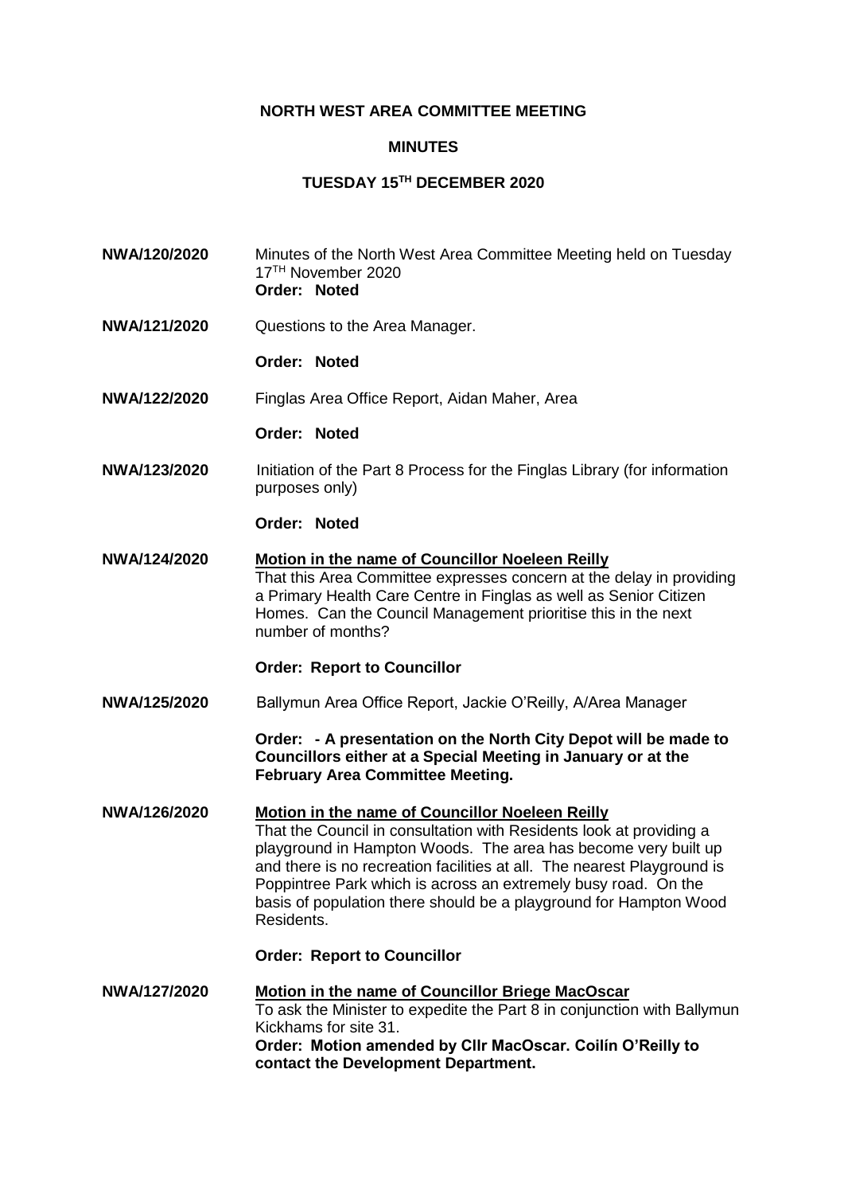# NORTH WEST AREA COMMITTEE MEETING

## MINUTES

## TUESDAY 15TH DECEMBER 2020

**NWA/120/2020** Minutes of the North West Area Committee Meeting held on Tuesday 17TH November 2020
**Order: Noted**

**NWA/121/2020** Questions to the Area Manager.

**Order: Noted**

**NWA/122/2020** Finglas Area Office Report, Aidan Maher, Area

**Order: Noted**

**NWA/123/2020** Initiation of the Part 8 Process for the Finglas Library (for information purposes only)

**Order: Noted**

**NWA/124/2020** **Motion in the name of Councillor Noeleen Reilly**
That this Area Committee expresses concern at the delay in providing a Primary Health Care Centre in Finglas as well as Senior Citizen Homes. Can the Council Management prioritise this in the next number of months?

**Order: Report to Councillor**

**NWA/125/2020** Ballymun Area Office Report, Jackie O'Reilly, A/Area Manager

**Order: - A presentation on the North City Depot will be made to Councillors either at a Special Meeting in January or at the February Area Committee Meeting.**

**NWA/126/2020** **Motion in the name of Councillor Noeleen Reilly**
That the Council in consultation with Residents look at providing a playground in Hampton Woods. The area has become very built up and there is no recreation facilities at all. The nearest Playground is Poppintree Park which is across an extremely busy road. On the basis of population there should be a playground for Hampton Wood Residents.

**Order: Report to Councillor**

**NWA/127/2020** **Motion in the name of Councillor Briege MacOscar**
To ask the Minister to expedite the Part 8 in conjunction with Ballymun Kickhams for site 31.
**Order: Motion amended by Cllr MacOscar. Coilín O'Reilly to contact the Development Department.**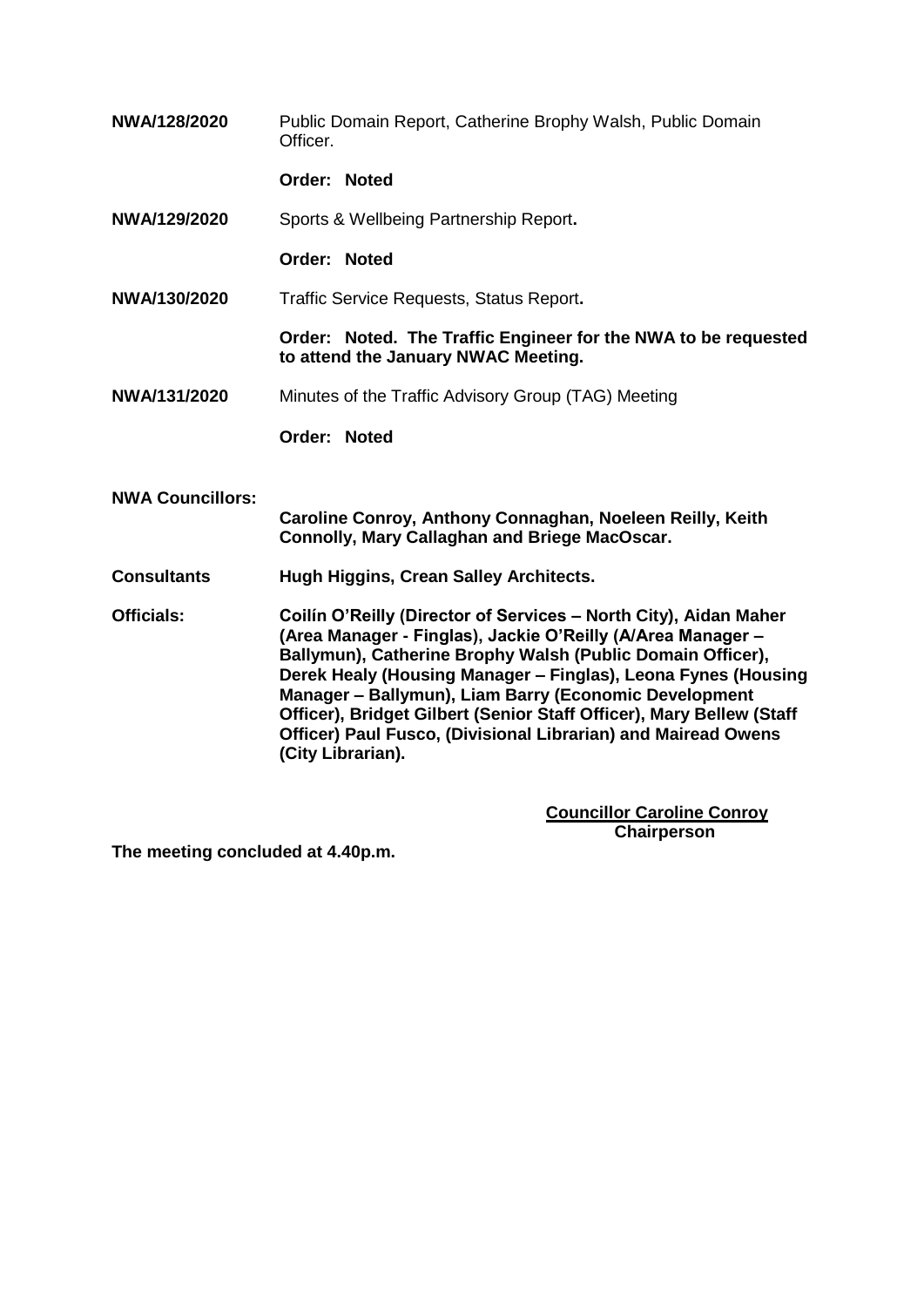**NWA/128/2020** Public Domain Report, Catherine Brophy Walsh, Public Domain Officer.

**Order: Noted**

**NWA/129/2020** Sports & Wellbeing Partnership Report**.**

**Order: Noted**

**NWA/130/2020** Traffic Service Requests, Status Report**.**

**Order: Noted. The Traffic Engineer for the NWA to be requested to attend the January NWAC Meeting.**

**NWA/131/2020** Minutes of the Traffic Advisory Group (TAG) Meeting

**Order: Noted**

**NWA Councillors:** **Caroline Conroy, Anthony Connaghan, Noeleen Reilly, Keith Connolly, Mary Callaghan and Briege MacOscar.**

**Consultants** **Hugh Higgins, Crean Salley Architects.**

**Officials:** **Coilín O'Reilly (Director of Services – North City), Aidan Maher (Area Manager - Finglas), Jackie O'Reilly (A/Area Manager – Ballymun), Catherine Brophy Walsh (Public Domain Officer), Derek Healy (Housing Manager – Finglas), Leona Fynes (Housing Manager – Ballymun), Liam Barry (Economic Development Officer), Bridget Gilbert (Senior Staff Officer), Mary Bellew (Staff Officer) Paul Fusco, (Divisional Librarian) and Mairead Owens (City Librarian).**

**Councillor Caroline Conroy**
**Chairperson**

**The meeting concluded at 4.40p.m.**